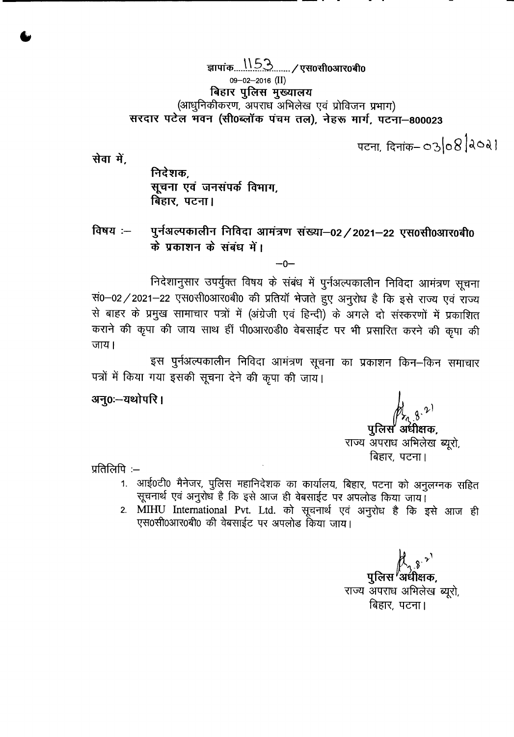ज्ञापांक 1153 / एस0सी0आर0बी0

09–02–2016 (II)

**बिहार पुलिस मुख्यालय**

(आधुनिकीकरण, अपराध अभिलेख एवं प्रोविजन प्रभाग)

**सरदार पटेल भवन (सी0ब्लॉक पंचम तल), नेहरू मार्ग, पटना–800023**

पटना, दिनांक– 03/08/2021

**सेवा में,**

**निदेशक,**
**सूचना एवं जनसंपर्क विभाग,**
**बिहार, पटना।**

**विषय :– पुर्नअल्पकालीन निविदा आमंत्रण संख्या–02/2021–22 एस0सी0आर0बी0 के प्रकाशन के संबंध में।**

–0–

निदेशानुसार उपर्युक्त विषय के संबंध में पुर्नअल्पकालीन निविदा आमंत्रण सूचना सं0–02/2021–22 एस0सी0आर0बी0 की प्रतियाँ भेजते हुए अनुरोध है कि इसे राज्य एवं राज्य से बाहर के प्रमुख सामाचार पत्रों में (अंग्रेजी एवं हिन्दी) के अगले दो संस्करणों में प्रकाशित कराने की कृपा की जाय साथ हीं पी0आर0डी0 वेबसाईट पर भी प्रसारित करने की कृपा की जाय।

इस पुर्नअल्पकालीन निविदा आमंत्रण सूचना का प्रकाशन किन–किन समाचार पत्रों में किया गया इसकी सूचना देने की कृपा की जाय।

**अनु0:–यथोपरि।**

3.8.21

**पुलिस अधीक्षक,**
राज्य अपराध अभिलेख ब्यूरो,
बिहार, पटना।

प्रतिलिपि :–

1. आई0टी0 मैनेजर, पुलिस महानिदेशक का कार्यालय, बिहार, पटना को अनुलग्नक सहित सूचनार्थ एवं अनुरोध है कि इसे आज ही वेबसाईट पर अपलोड किया जाय।
2. MIHU International Pvt. Ltd. को सूचनार्थ एवं अनुरोध है कि इसे आज ही एस0सी0आर0बी0 की वेबसाईट पर अपलोड किया जाय।

3.8.21

**पुलिस अधीक्षक,**
राज्य अपराध अभिलेख ब्यूरो,
बिहार, पटना।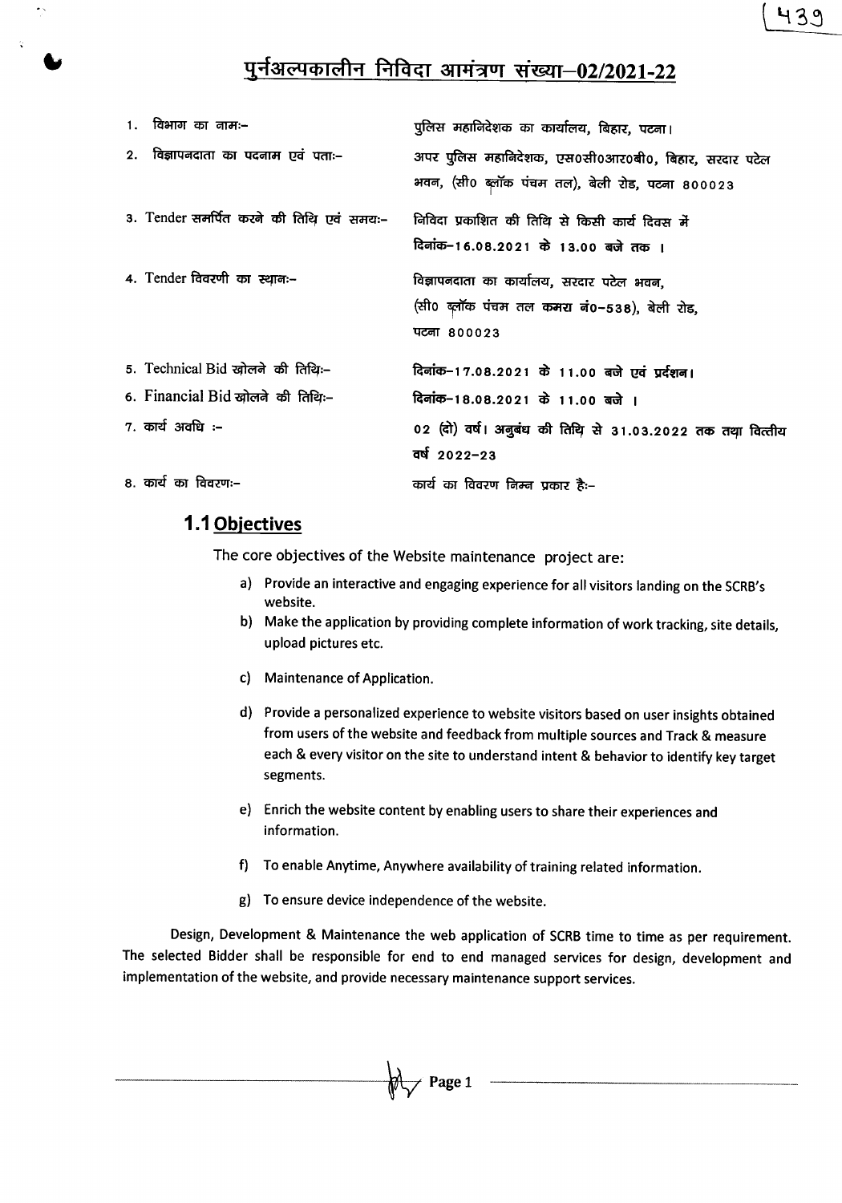## पुर्नअल्पकालीन निविदा आमंत्रण संख्या–02/2021-22

| | |
|---|---|
| 1. विभाग का नामः– | पुलिस महानिदेशक का कार्यालय, बिहार, पटना। |
| 2. विज्ञापनदाता का पदनाम एवं पताः– | अपर पुलिस महानिदेशक, एस0सी0आर0बी0, बिहार, सरदार पटेल भवन, (सी0 ब्लॉक पंचम तल), बेली रोड, पटना 800023 |
| 3. Tender समर्पित करने की तिथि एवं समयः– | निविदा प्रकाशित की तिथि से किसी कार्य दिवस में **दिनांक–16.08.2021 के 13.00 बजे तक ।** |
| 4. Tender विवरणी का स्थानः– | विज्ञापनदाता का कार्यालय, सरदार पटेल भवन, (सी0 ब्लॉक पंचम तल **कमरा नं0–538**), बेली रोड, पटना 800023 |
| 5. Technical Bid खोलने की तिथिः– | **दिनांक–17.08.2021 के 11.00 बजे एवं प्रदर्शन।** |
| 6. Financial Bid खोलने की तिथिः– | **दिनांक–18.08.2021 के 11.00 बजे ।** |
| 7. कार्य अवधि :– | 02 (दो) वर्ष। अनुबंध की तिथि से 31.03.2022 तक तथा वित्तीय वर्ष 2022–23 |
| 8. कार्य का विवरणः– | कार्य का विवरण निम्न प्रकार हैः– |

### 1.1 Objectives

The core objectives of the Website maintenance project are:

a) Provide an interactive and engaging experience for all visitors landing on the SCRB's website.

b) Make the application by providing complete information of work tracking, site details, upload pictures etc.

c) Maintenance of Application.

d) Provide a personalized experience to website visitors based on user insights obtained from users of the website and feedback from multiple sources and Track & measure each & every visitor on the site to understand intent & behavior to identify key target segments.

e) Enrich the website content by enabling users to share their experiences and information.

f) To enable Anytime, Anywhere availability of training related information.

g) To ensure device independence of the website.

Design, Development & Maintenance the web application of SCRB time to time as per requirement. The selected Bidder shall be responsible for end to end managed services for design, development and implementation of the website, and provide necessary maintenance support services.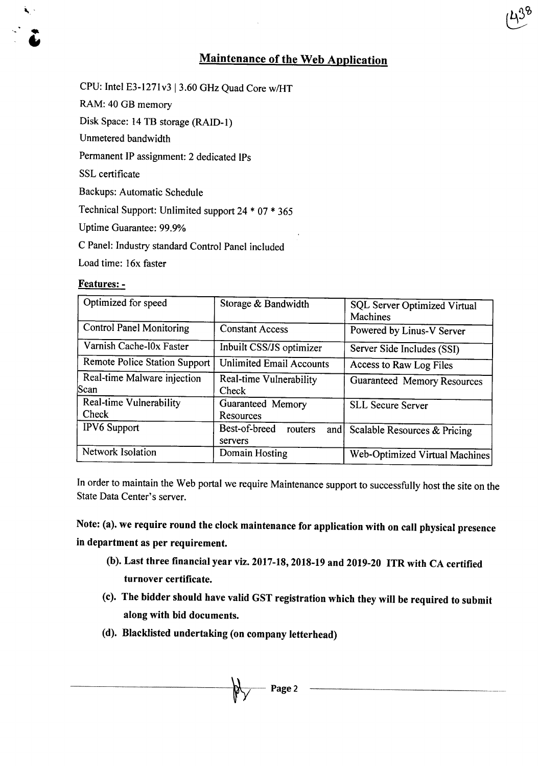## Maintenance of the Web Application

CPU: Intel E3-1271v3 | 3.60 GHz Quad Core w/HT

RAM: 40 GB memory

Disk Space: 14 TB storage (RAID-1)

Unmetered bandwidth

Permanent IP assignment: 2 dedicated IPs

SSL certificate

Backups: Automatic Schedule

Technical Support: Unlimited support 24 * 07 * 365

Uptime Guarantee: 99.9%

C Panel: Industry standard Control Panel included

Load time: 16x faster

**Features: -**

| Optimized for speed | Storage & Bandwidth | SQL Server Optimized Virtual Machines |
|---|---|---|
| Control Panel Monitoring | Constant Access | Powered by Linus-V Server |
| Varnish Cache-l0x Faster | Inbuilt CSS/JS optimizer | Server Side Includes (SSI) |
| Remote Police Station Support | Unlimited Email Accounts | Access to Raw Log Files |
| Real-time Malware injection Scan | Real-time Vulnerability Check | Guaranteed Memory Resources |
| Real-time Vulnerability Check | Guaranteed Memory Resources | SLL Secure Server |
| IPV6 Support | Best-of-breed routers and servers | Scalable Resources & Pricing |
| Network Isolation | Domain Hosting | Web-Optimized Virtual Machines |

In order to maintain the Web portal we require Maintenance support to successfully host the site on the State Data Center's server.

**Note: (a). we require round the clock maintenance for application with on call physical presence in department as per requirement.**

**(b). Last three financial year viz. 2017-18, 2018-19 and 2019-20 ITR with CA certified turnover certificate.**

**(c). The bidder should have valid GST registration which they will be required to submit along with bid documents.**

**(d). Blacklisted undertaking (on company letterhead)**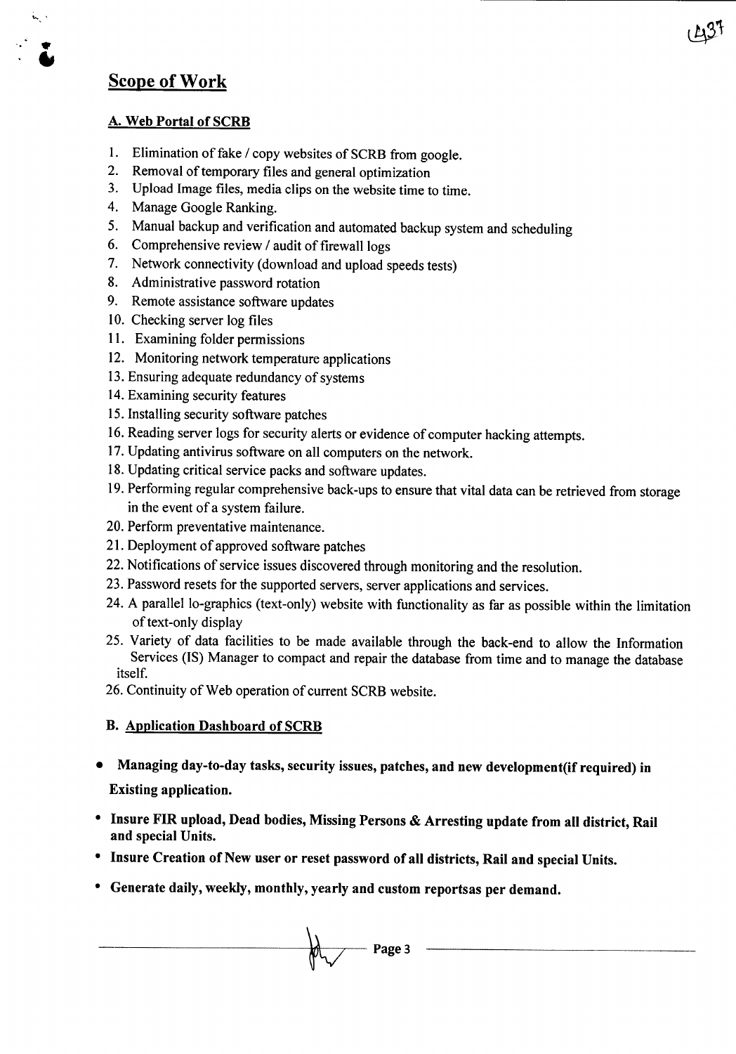## Scope of Work

### A. Web Portal of SCRB

1. Elimination of fake / copy websites of SCRB from google.
2. Removal of temporary files and general optimization
3. Upload Image files, media clips on the website time to time.
4. Manage Google Ranking.
5. Manual backup and verification and automated backup system and scheduling
6. Comprehensive review / audit of firewall logs
7. Network connectivity (download and upload speeds tests)
8. Administrative password rotation
9. Remote assistance software updates
10. Checking server log files
11. Examining folder permissions
12. Monitoring network temperature applications
13. Ensuring adequate redundancy of systems
14. Examining security features
15. Installing security software patches
16. Reading server logs for security alerts or evidence of computer hacking attempts.
17. Updating antivirus software on all computers on the network.
18. Updating critical service packs and software updates.
19. Performing regular comprehensive back-ups to ensure that vital data can be retrieved from storage in the event of a system failure.
20. Perform preventative maintenance.
21. Deployment of approved software patches
22. Notifications of service issues discovered through monitoring and the resolution.
23. Password resets for the supported servers, server applications and services.
24. A parallel lo-graphics (text-only) website with functionality as far as possible within the limitation of text-only display
25. Variety of data facilities to be made available through the back-end to allow the Information Services (IS) Manager to compact and repair the database from time and to manage the database itself.
26. Continuity of Web operation of current SCRB website.

### B. Application Dashboard of SCRB

- **Managing day-to-day tasks, security issues, patches, and new development(if required) in Existing application.**
- **Insure FIR upload, Dead bodies, Missing Persons & Arresting update from all district, Rail and special Units.**
- **Insure Creation of New user or reset password of all districts, Rail and special Units.**
- **Generate daily, weekly, monthly, yearly and custom reportsas per demand.**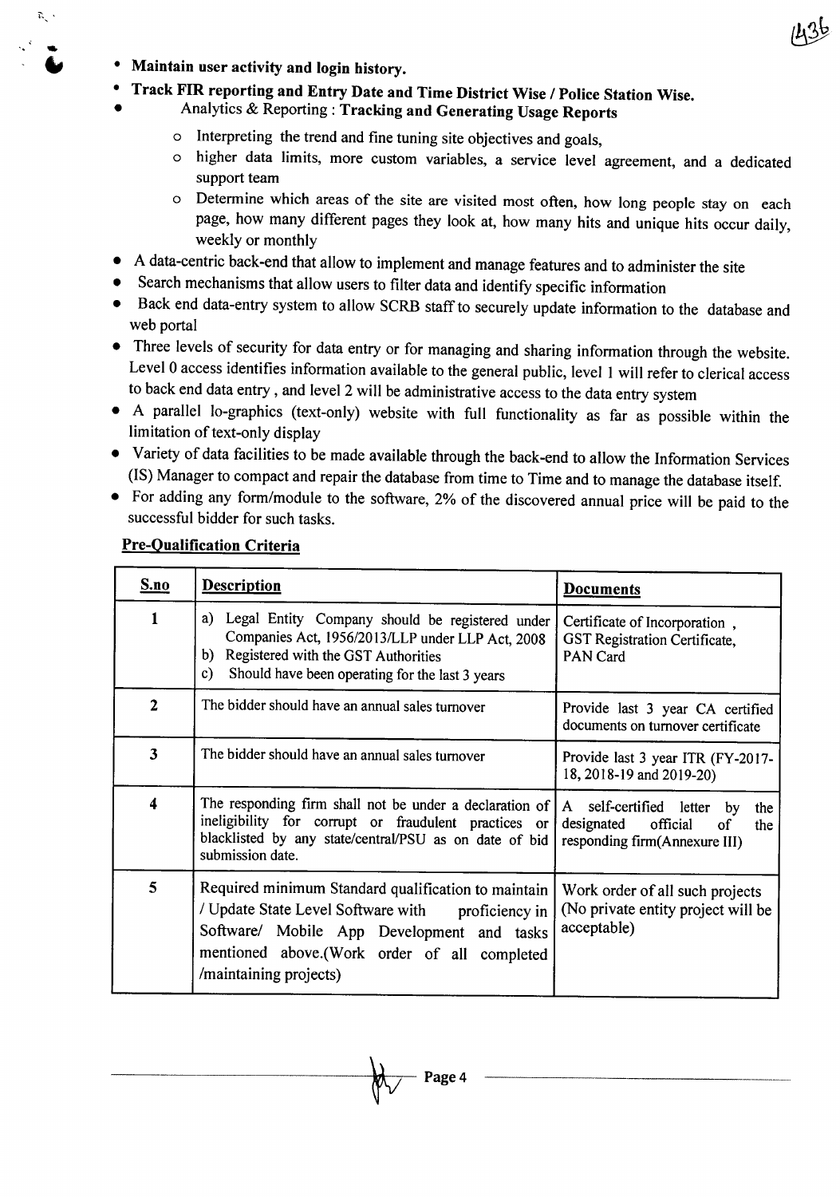- **Maintain user activity and login history.**
- **Track FIR reporting and Entry Date and Time District Wise / Police Station Wise.**
- Analytics & Reporting : **Tracking and Generating Usage Reports**
    - Interpreting the trend and fine tuning site objectives and goals,
    - higher data limits, more custom variables, a service level agreement, and a dedicated support team
    - Determine which areas of the site are visited most often, how long people stay on each page, how many different pages they look at, how many hits and unique hits occur daily, weekly or monthly
- A data-centric back-end that allow to implement and manage features and to administer the site
- Search mechanisms that allow users to filter data and identify specific information
- Back end data-entry system to allow SCRB staff to securely update information to the database and web portal
- Three levels of security for data entry or for managing and sharing information through the website. Level 0 access identifies information available to the general public, level 1 will refer to clerical access to back end data entry , and level 2 will be administrative access to the data entry system
- A parallel lo-graphics (text-only) website with full functionality as far as possible within the limitation of text-only display
- Variety of data facilities to be made available through the back-end to allow the Information Services (IS) Manager to compact and repair the database from time to Time and to manage the database itself.
- For adding any form/module to the software, 2% of the discovered annual price will be paid to the successful bidder for such tasks.

**Pre-Qualification Criteria**

| S.no | Description | Documents |
|---|---|---|
| 1 | a) Legal Entity Company should be registered under Companies Act, 1956/2013/LLP under LLP Act, 2008<br>b) Registered with the GST Authorities<br>c) Should have been operating for the last 3 years | Certificate of Incorporation ,<br>GST Registration Certificate,<br>PAN Card |
| 2 | The bidder should have an annual sales turnover | Provide last 3 year CA certified documents on turnover certificate |
| 3 | The bidder should have an annual sales turnover | Provide last 3 year ITR (FY-2017-18, 2018-19 and 2019-20) |
| 4 | The responding firm shall not be under a declaration of ineligibility for corrupt or fraudulent practices or blacklisted by any state/central/PSU as on date of bid submission date. | A self-certified letter by the designated official of the responding firm(Annexure III) |
| 5 | Required minimum Standard qualification to maintain / Update State Level Software with proficiency in Software/ Mobile App Development and tasks mentioned above.(Work order of all completed /maintaining projects) | Work order of all such projects (No private entity project will be acceptable) |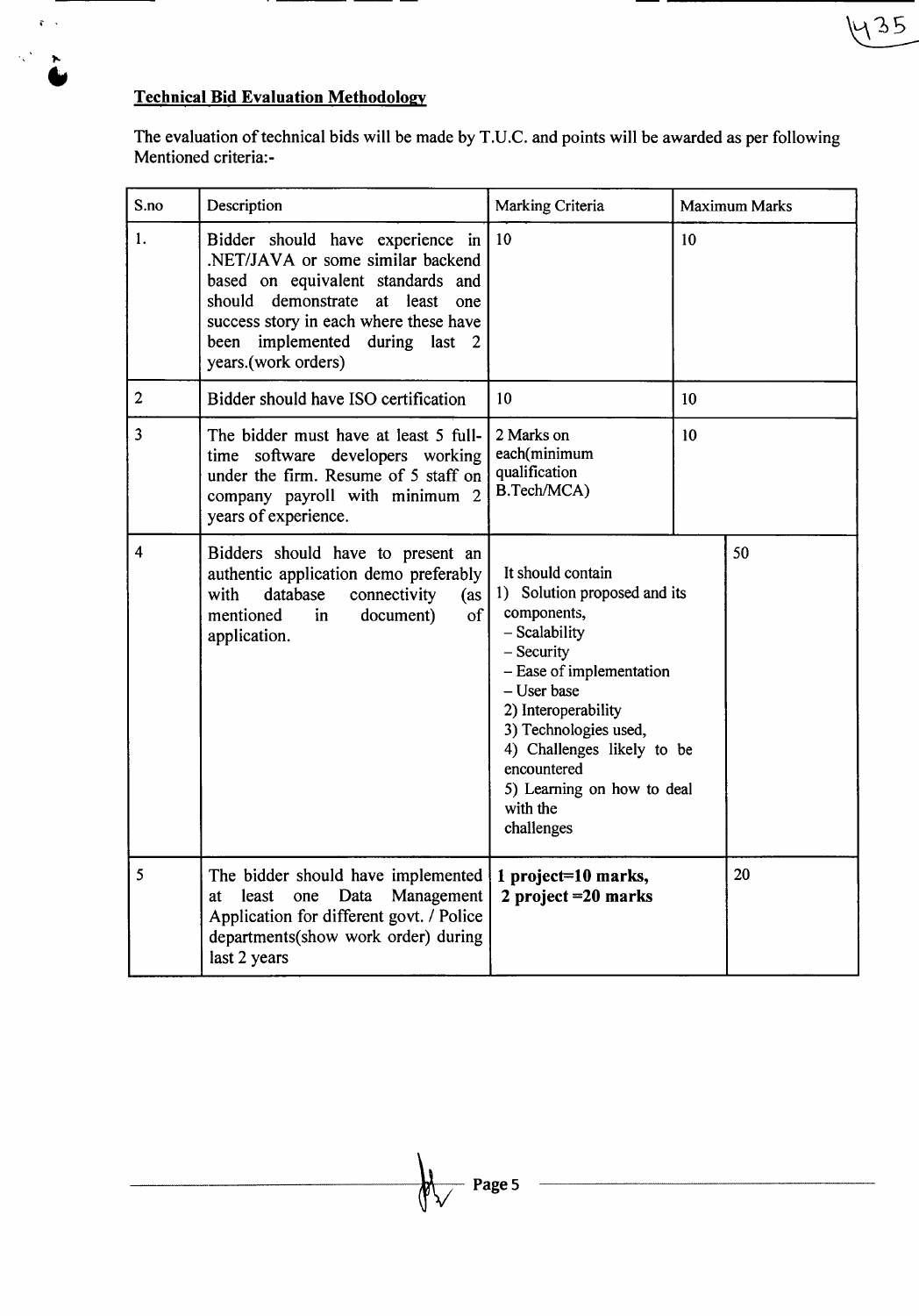## Technical Bid Evaluation Methodology

The evaluation of technical bids will be made by T.U.C. and points will be awarded as per following Mentioned criteria:-

| S.no | Description | Marking Criteria | Maximum Marks |
|---|---|---|---|
| 1. | Bidder should have experience in .NET/JAVA or some similar backend based on equivalent standards and should demonstrate at least one success story in each where these have been implemented during last 2 years.(work orders) | 10 | 10 |
| 2 | Bidder should have ISO certification | 10 | 10 |
| 3 | The bidder must have at least 5 full-time software developers working under the firm. Resume of 5 staff on company payroll with minimum 2 years of experience. | 2 Marks on each(minimum qualification B.Tech/MCA) | 10 |
| 4 | Bidders should have to present an authentic application demo preferably with database connectivity (as mentioned in document) of application. | It should contain<br>1) Solution proposed and its components,<br>– Scalability<br>– Security<br>– Ease of implementation<br>– User base<br>2) Interoperability<br>3) Technologies used,<br>4) Challenges likely to be encountered<br>5) Learning on how to deal with the challenges | 50 |
| 5 | The bidder should have implemented at least one Data Management Application for different govt. / Police departments(show work order) during last 2 years | **1 project=10 marks,**<br>**2 project =20 marks** | 20 |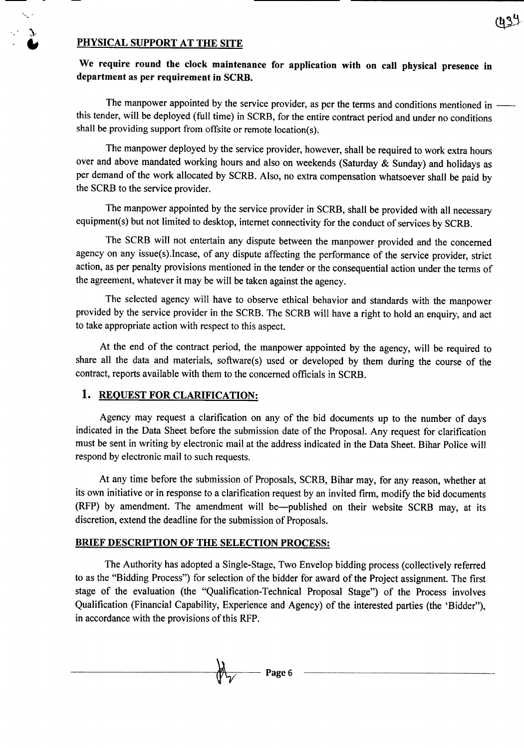## PHYSICAL SUPPORT AT THE SITE

**We require round the clock maintenance for application with on call physical presence in department as per requirement in SCRB.**

The manpower appointed by the service provider, as per the terms and conditions mentioned in this tender, will be deployed (full time) in SCRB, for the entire contract period and under no conditions shall be providing support from offsite or remote location(s).

The manpower deployed by the service provider, however, shall be required to work extra hours over and above mandated working hours and also on weekends (Saturday & Sunday) and holidays as per demand of the work allocated by SCRB. Also, no extra compensation whatsoever shall be paid by the SCRB to the service provider.

The manpower appointed by the service provider in SCRB, shall be provided with all necessary equipment(s) but not limited to desktop, internet connectivity for the conduct of services by SCRB.

The SCRB will not entertain any dispute between the manpower provided and the concerned agency on any issue(s).Incase, of any dispute affecting the performance of the service provider, strict action, as per penalty provisions mentioned in the tender or the consequential action under the terms of the agreement, whatever it may be will be taken against the agency.

The selected agency will have to observe ethical behavior and standards with the manpower provided by the service provider in the SCRB. The SCRB will have a right to hold an enquiry, and act to take appropriate action with respect to this aspect.

At the end of the contract period, the manpower appointed by the agency, will be required to share all the data and materials, software(s) used or developed by them during the course of the contract, reports available with them to the concerned officials in SCRB.

## 1. REQUEST FOR CLARIFICATION:

Agency may request a clarification on any of the bid documents up to the number of days indicated in the Data Sheet before the submission date of the Proposal. Any request for clarification must be sent in writing by electronic mail at the address indicated in the Data Sheet. Bihar Police will respond by electronic mail to such requests.

At any time before the submission of Proposals, SCRB, Bihar may, for any reason, whether at its own initiative or in response to a clarification request by an invited firm, modify the bid documents (RFP) by amendment. The amendment will be—published on their website SCRB may, at its discretion, extend the deadline for the submission of Proposals.

## BRIEF DESCRIPTION OF THE SELECTION PROCESS:

The Authority has adopted a Single-Stage, Two Envelop bidding process (collectively referred to as the "Bidding Process") for selection of the bidder for award of the Project assignment. The first stage of the evaluation (the "Qualification-Technical Proposal Stage") of the Process involves Qualification (Financial Capability, Experience and Agency) of the interested parties (the 'Bidder"), in accordance with the provisions of this RFP.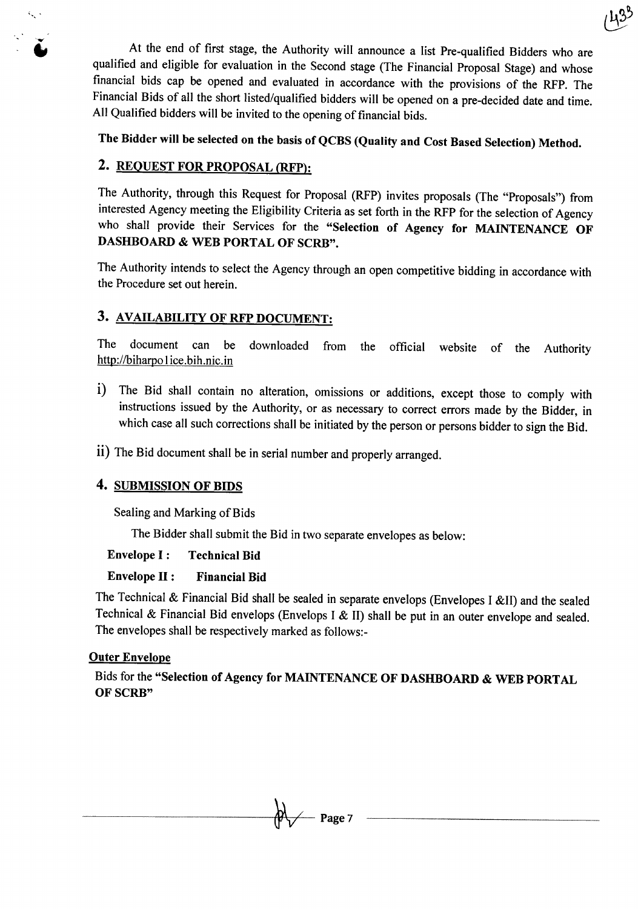At the end of first stage, the Authority will announce a list Pre-qualified Bidders who are qualified and eligible for evaluation in the Second stage (The Financial Proposal Stage) and whose financial bids cap be opened and evaluated in accordance with the provisions of the RFP. The Financial Bids of all the short listed/qualified bidders will be opened on a pre-decided date and time. All Qualified bidders will be invited to the opening of financial bids.

**The Bidder will be selected on the basis of QCBS (Quality and Cost Based Selection) Method.**

## 2. REQUEST FOR PROPOSAL (RFP):

The Authority, through this Request for Proposal (RFP) invites proposals (The "Proposals") from interested Agency meeting the Eligibility Criteria as set forth in the RFP for the selection of Agency who shall provide their Services for the **"Selection of Agency for MAINTENANCE OF DASHBOARD & WEB PORTAL OF SCRB".**

The Authority intends to select the Agency through an open competitive bidding in accordance with the Procedure set out herein.

## 3. AVAILABILITY OF RFP DOCUMENT:

The document can be downloaded from the official website of the Authority http://biharpolice.bih.nic.in

i) The Bid shall contain no alteration, omissions or additions, except those to comply with instructions issued by the Authority, or as necessary to correct errors made by the Bidder, in which case all such corrections shall be initiated by the person or persons bidder to sign the Bid.

ii) The Bid document shall be in serial number and properly arranged.

## 4. SUBMISSION OF BIDS

Sealing and Marking of Bids

The Bidder shall submit the Bid in two separate envelopes as below:

**Envelope I : Technical Bid**

**Envelope II : Financial Bid**

The Technical & Financial Bid shall be sealed in separate envelops (Envelopes I &II) and the sealed Technical & Financial Bid envelops (Envelops I & II) shall be put in an outer envelope and sealed. The envelopes shall be respectively marked as follows:-

**Outer Envelope**

Bids for the **"Selection of Agency for MAINTENANCE OF DASHBOARD & WEB PORTAL OF SCRB"**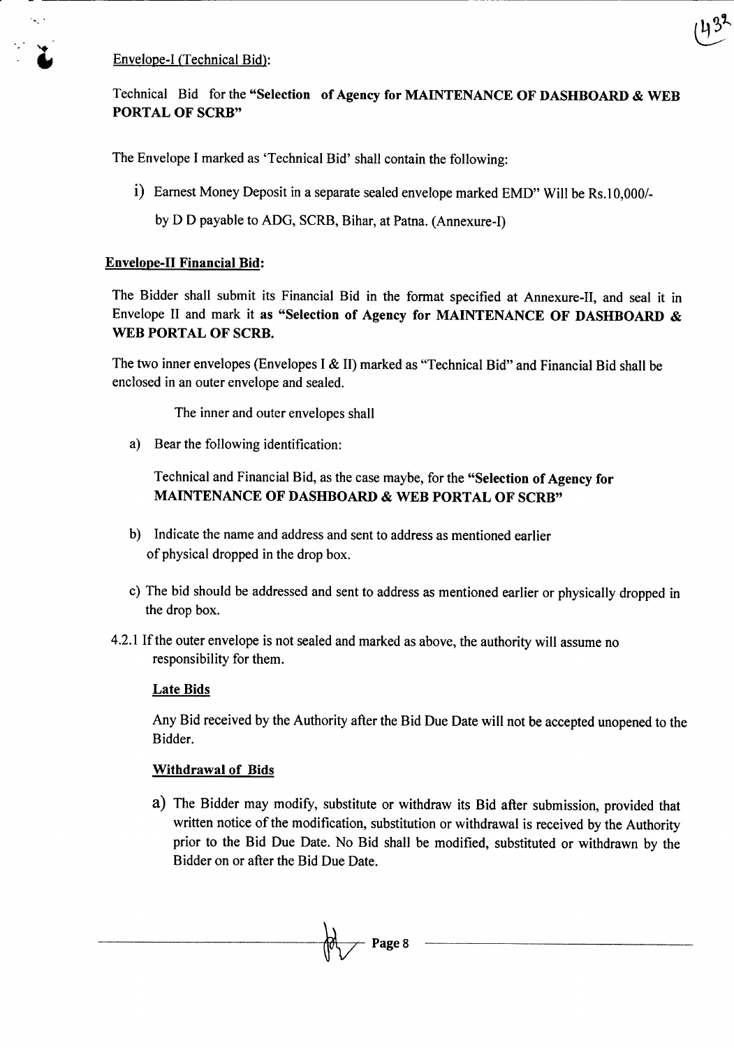Envelope-I (Technical Bid):

Technical Bid for the **"Selection of Agency for MAINTENANCE OF DASHBOARD & WEB PORTAL OF SCRB"**

The Envelope I marked as 'Technical Bid' shall contain the following:

i) Earnest Money Deposit in a separate sealed envelope marked EMD" Will be Rs.10,000/- by D D payable to ADG, SCRB, Bihar, at Patna. (Annexure-I)

**Envelope-II Financial Bid:**

The Bidder shall submit its Financial Bid in the format specified at Annexure-II, and seal it in Envelope II and mark it **as "Selection of Agency for MAINTENANCE OF DASHBOARD & WEB PORTAL OF SCRB.**

The two inner envelopes (Envelopes I & II) marked as "Technical Bid" and Financial Bid shall be enclosed in an outer envelope and sealed.

The inner and outer envelopes shall

a) Bear the following identification:

   Technical and Financial Bid, as the case maybe, for the **"Selection of Agency for MAINTENANCE OF DASHBOARD & WEB PORTAL OF SCRB"**

b) Indicate the name and address and sent to address as mentioned earlier of physical dropped in the drop box.

c) The bid should be addressed and sent to address as mentioned earlier or physically dropped in the drop box.

4.2.1 If the outer envelope is not sealed and marked as above, the authority will assume no responsibility for them.

**Late Bids**

Any Bid received by the Authority after the Bid Due Date will not be accepted unopened to the Bidder.

**Withdrawal of Bids**

a) The Bidder may modify, substitute or withdraw its Bid after submission, provided that written notice of the modification, substitution or withdrawal is received by the Authority prior to the Bid Due Date. No Bid shall be modified, substituted or withdrawn by the Bidder on or after the Bid Due Date.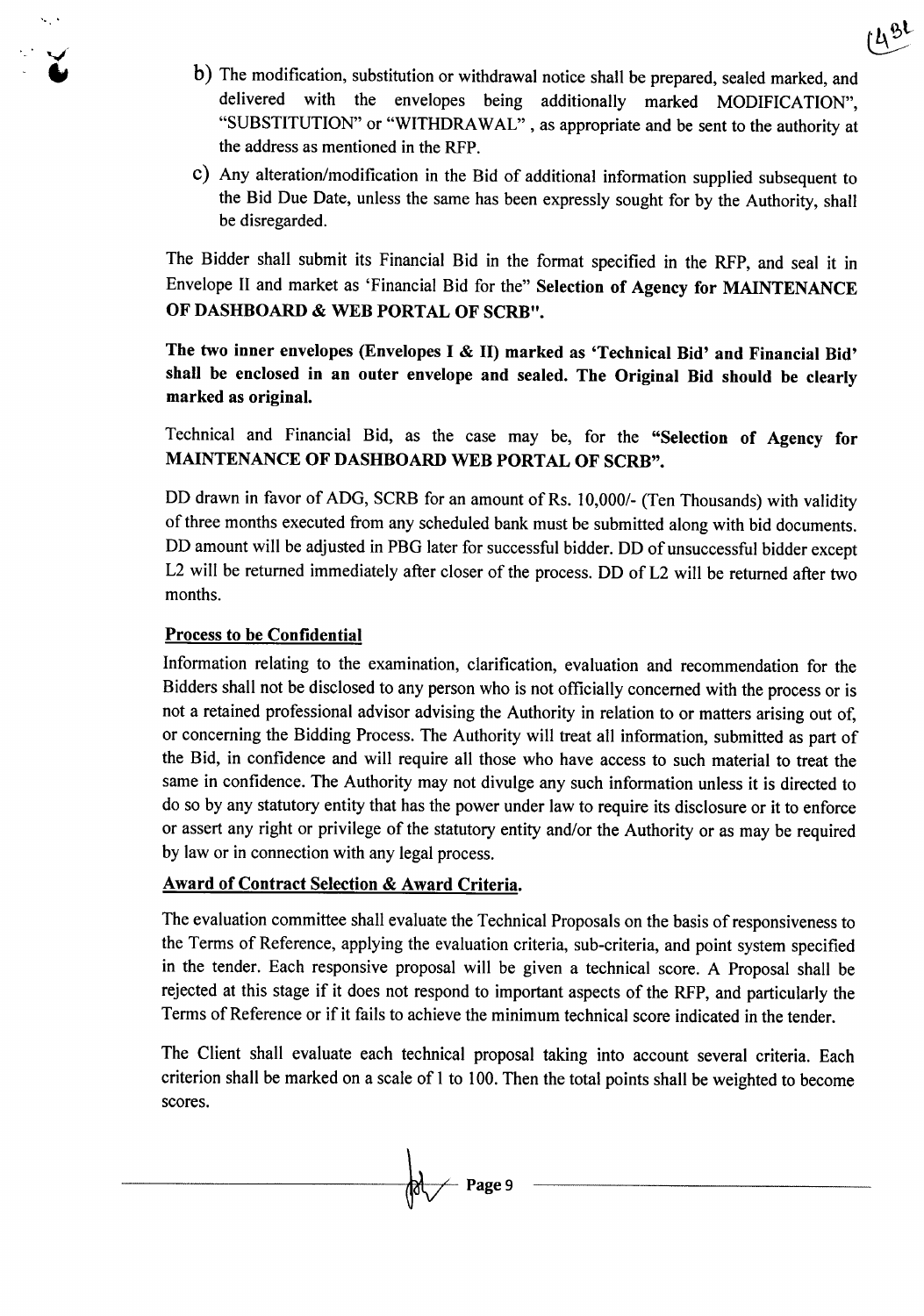b) The modification, substitution or withdrawal notice shall be prepared, sealed marked, and delivered with the envelopes being additionally marked MODIFICATION", "SUBSTITUTION" or "WITHDRAWAL" , as appropriate and be sent to the authority at the address as mentioned in the RFP.

c) Any alteration/modification in the Bid of additional information supplied subsequent to the Bid Due Date, unless the same has been expressly sought for by the Authority, shall be disregarded.

The Bidder shall submit its Financial Bid in the format specified in the RFP, and seal it in Envelope II and market as 'Financial Bid for the" **Selection of Agency for MAINTENANCE OF DASHBOARD & WEB PORTAL OF SCRB".**

**The two inner envelopes (Envelopes I & II) marked as 'Technical Bid' and Financial Bid' shall be enclosed in an outer envelope and sealed. The Original Bid should be clearly marked as original.**

Technical and Financial Bid, as the case may be, for the **"Selection of Agency for MAINTENANCE OF DASHBOARD WEB PORTAL OF SCRB".**

DD drawn in favor of ADG, SCRB for an amount of Rs. 10,000/- (Ten Thousands) with validity of three months executed from any scheduled bank must be submitted along with bid documents. DD amount will be adjusted in PBG later for successful bidder. DD of unsuccessful bidder except L2 will be returned immediately after closer of the process. DD of L2 will be returned after two months.

**Process to be Confidential**

Information relating to the examination, clarification, evaluation and recommendation for the Bidders shall not be disclosed to any person who is not officially concerned with the process or is not a retained professional advisor advising the Authority in relation to or matters arising out of, or concerning the Bidding Process. The Authority will treat all information, submitted as part of the Bid, in confidence and will require all those who have access to such material to treat the same in confidence. The Authority may not divulge any such information unless it is directed to do so by any statutory entity that has the power under law to require its disclosure or it to enforce or assert any right or privilege of the statutory entity and/or the Authority or as may be required by law or in connection with any legal process.

**Award of Contract Selection & Award Criteria.**

The evaluation committee shall evaluate the Technical Proposals on the basis of responsiveness to the Terms of Reference, applying the evaluation criteria, sub-criteria, and point system specified in the tender. Each responsive proposal will be given a technical score. A Proposal shall be rejected at this stage if it does not respond to important aspects of the RFP, and particularly the Terms of Reference or if it fails to achieve the minimum technical score indicated in the tender.

The Client shall evaluate each technical proposal taking into account several criteria. Each criterion shall be marked on a scale of 1 to 100. Then the total points shall be weighted to become scores.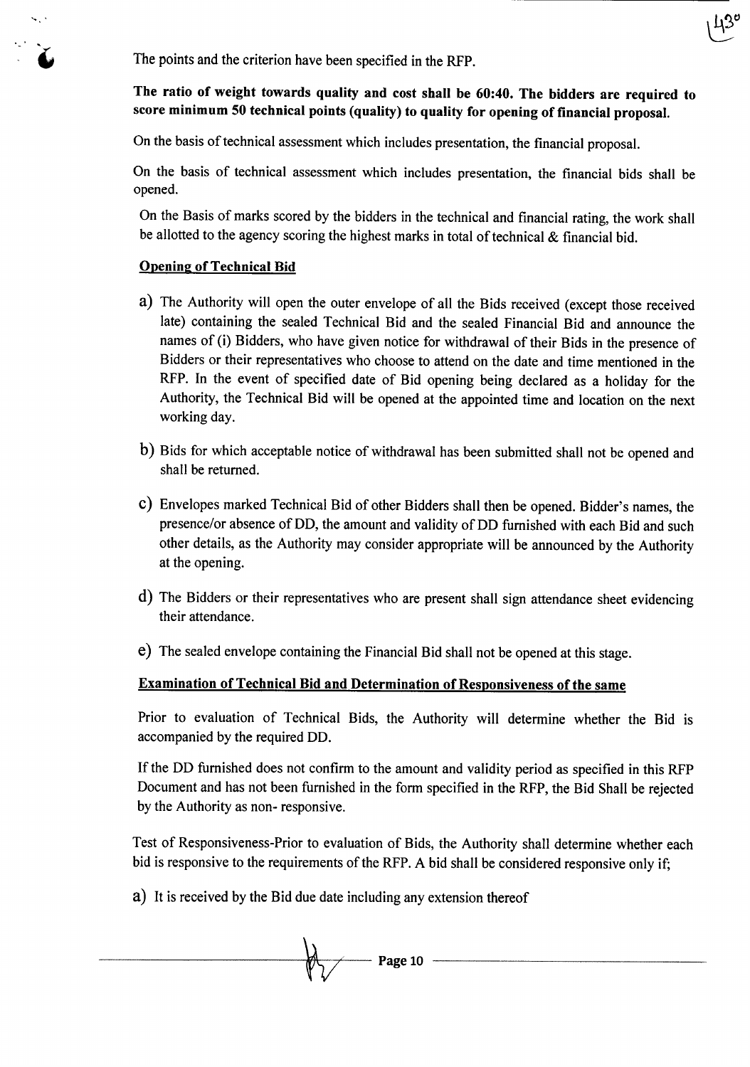The points and the criterion have been specified in the RFP.

**The ratio of weight towards quality and cost shall be 60:40. The bidders are required to score minimum 50 technical points (quality) to quality for opening of financial proposal.**

On the basis of technical assessment which includes presentation, the financial proposal.

On the basis of technical assessment which includes presentation, the financial bids shall be opened.

On the Basis of marks scored by the bidders in the technical and financial rating, the work shall be allotted to the agency scoring the highest marks in total of technical & financial bid.

**<u>Opening of Technical Bid</u>**

a) The Authority will open the outer envelope of all the Bids received (except those received late) containing the sealed Technical Bid and the sealed Financial Bid and announce the names of (i) Bidders, who have given notice for withdrawal of their Bids in the presence of Bidders or their representatives who choose to attend on the date and time mentioned in the RFP. In the event of specified date of Bid opening being declared as a holiday for the Authority, the Technical Bid will be opened at the appointed time and location on the next working day.

b) Bids for which acceptable notice of withdrawal has been submitted shall not be opened and shall be returned.

c) Envelopes marked Technical Bid of other Bidders shall then be opened. Bidder's names, the presence/or absence of DD, the amount and validity of DD furnished with each Bid and such other details, as the Authority may consider appropriate will be announced by the Authority at the opening.

d) The Bidders or their representatives who are present shall sign attendance sheet evidencing their attendance.

e) The sealed envelope containing the Financial Bid shall not be opened at this stage.

**<u>Examination of Technical Bid and Determination of Responsiveness of the same</u>**

Prior to evaluation of Technical Bids, the Authority will determine whether the Bid is accompanied by the required DD.

If the DD furnished does not confirm to the amount and validity period as specified in this RFP Document and has not been furnished in the form specified in the RFP, the Bid Shall be rejected by the Authority as non- responsive.

Test of Responsiveness-Prior to evaluation of Bids, the Authority shall determine whether each bid is responsive to the requirements of the RFP. A bid shall be considered responsive only if;

a) It is received by the Bid due date including any extension thereof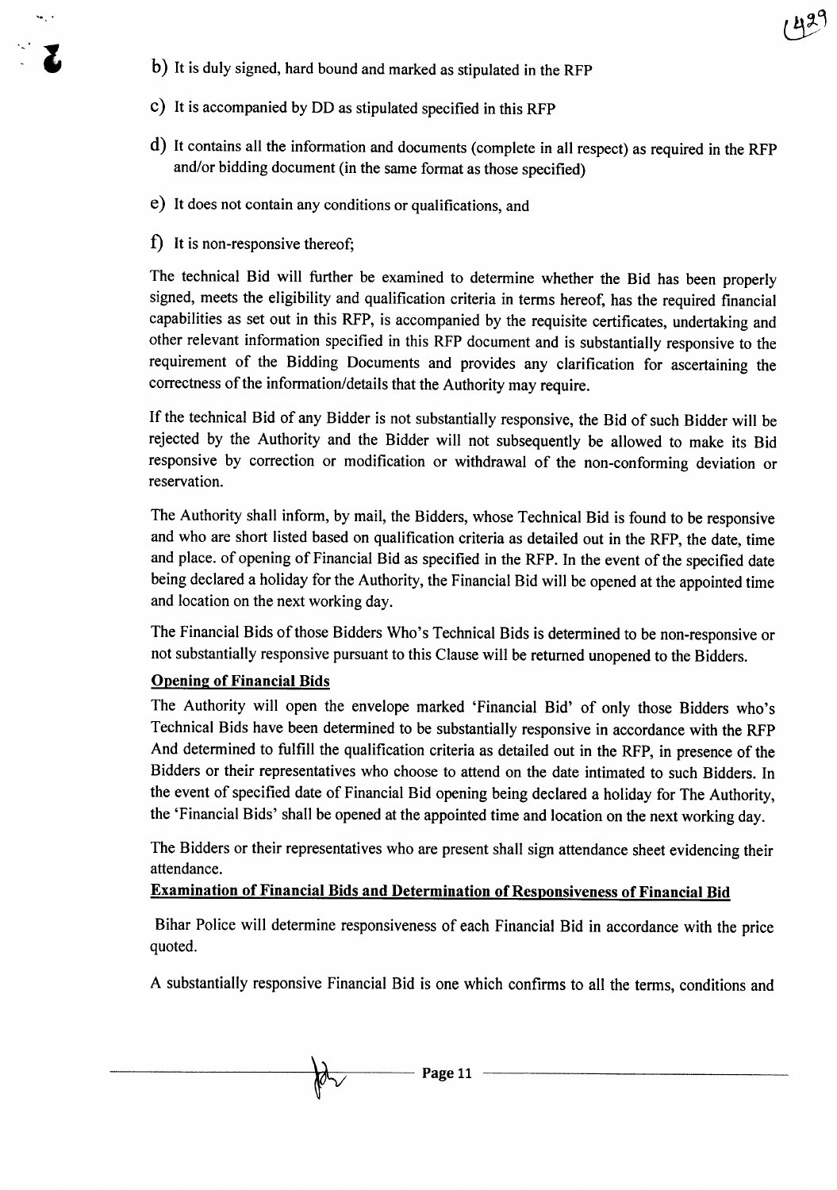b) It is duly signed, hard bound and marked as stipulated in the RFP

c) It is accompanied by DD as stipulated specified in this RFP

d) It contains all the information and documents (complete in all respect) as required in the RFP and/or bidding document (in the same format as those specified)

e) It does not contain any conditions or qualifications, and

f) It is non-responsive thereof;

The technical Bid will further be examined to determine whether the Bid has been properly signed, meets the eligibility and qualification criteria in terms hereof, has the required financial capabilities as set out in this RFP, is accompanied by the requisite certificates, undertaking and other relevant information specified in this RFP document and is substantially responsive to the requirement of the Bidding Documents and provides any clarification for ascertaining the correctness of the information/details that the Authority may require.

If the technical Bid of any Bidder is not substantially responsive, the Bid of such Bidder will be rejected by the Authority and the Bidder will not subsequently be allowed to make its Bid responsive by correction or modification or withdrawal of the non-conforming deviation or reservation.

The Authority shall inform, by mail, the Bidders, whose Technical Bid is found to be responsive and who are short listed based on qualification criteria as detailed out in the RFP, the date, time and place. of opening of Financial Bid as specified in the RFP. In the event of the specified date being declared a holiday for the Authority, the Financial Bid will be opened at the appointed time and location on the next working day.

The Financial Bids of those Bidders Who's Technical Bids is determined to be non-responsive or not substantially responsive pursuant to this Clause will be returned unopened to the Bidders.

**Opening of Financial Bids**

The Authority will open the envelope marked 'Financial Bid' of only those Bidders who's Technical Bids have been determined to be substantially responsive in accordance with the RFP And determined to fulfill the qualification criteria as detailed out in the RFP, in presence of the Bidders or their representatives who choose to attend on the date intimated to such Bidders. In the event of specified date of Financial Bid opening being declared a holiday for The Authority, the 'Financial Bids' shall be opened at the appointed time and location on the next working day.

The Bidders or their representatives who are present shall sign attendance sheet evidencing their attendance.

**Examination of Financial Bids and Determination of Responsiveness of Financial Bid**

Bihar Police will determine responsiveness of each Financial Bid in accordance with the price quoted.

A substantially responsive Financial Bid is one which confirms to all the terms, conditions and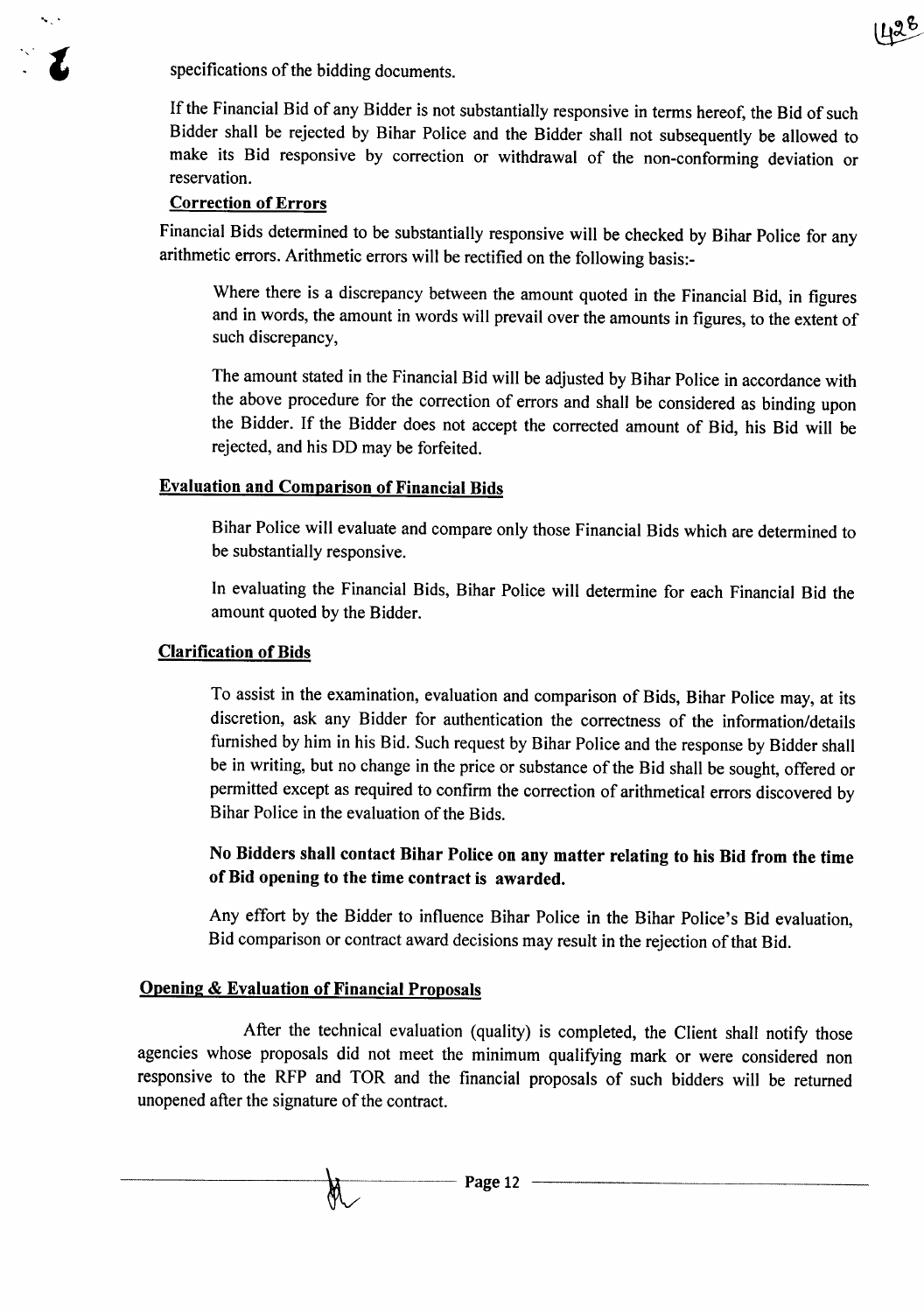specifications of the bidding documents.

If the Financial Bid of any Bidder is not substantially responsive in terms hereof, the Bid of such Bidder shall be rejected by Bihar Police and the Bidder shall not subsequently be allowed to make its Bid responsive by correction or withdrawal of the non-conforming deviation or reservation.

**Correction of Errors**

Financial Bids determined to be substantially responsive will be checked by Bihar Police for any arithmetic errors. Arithmetic errors will be rectified on the following basis:-

Where there is a discrepancy between the amount quoted in the Financial Bid, in figures and in words, the amount in words will prevail over the amounts in figures, to the extent of such discrepancy,

The amount stated in the Financial Bid will be adjusted by Bihar Police in accordance with the above procedure for the correction of errors and shall be considered as binding upon the Bidder. If the Bidder does not accept the corrected amount of Bid, his Bid will be rejected, and his DD may be forfeited.

**Evaluation and Comparison of Financial Bids**

Bihar Police will evaluate and compare only those Financial Bids which are determined to be substantially responsive.

In evaluating the Financial Bids, Bihar Police will determine for each Financial Bid the amount quoted by the Bidder.

**Clarification of Bids**

To assist in the examination, evaluation and comparison of Bids, Bihar Police may, at its discretion, ask any Bidder for authentication the correctness of the information/details furnished by him in his Bid. Such request by Bihar Police and the response by Bidder shall be in writing, but no change in the price or substance of the Bid shall be sought, offered or permitted except as required to confirm the correction of arithmetical errors discovered by Bihar Police in the evaluation of the Bids.

**No Bidders shall contact Bihar Police on any matter relating to his Bid from the time of Bid opening to the time contract is awarded.**

Any effort by the Bidder to influence Bihar Police in the Bihar Police's Bid evaluation, Bid comparison or contract award decisions may result in the rejection of that Bid.

**Opening & Evaluation of Financial Proposals**

After the technical evaluation (quality) is completed, the Client shall notify those agencies whose proposals did not meet the minimum qualifying mark or were considered non responsive to the RFP and TOR and the financial proposals of such bidders will be returned unopened after the signature of the contract.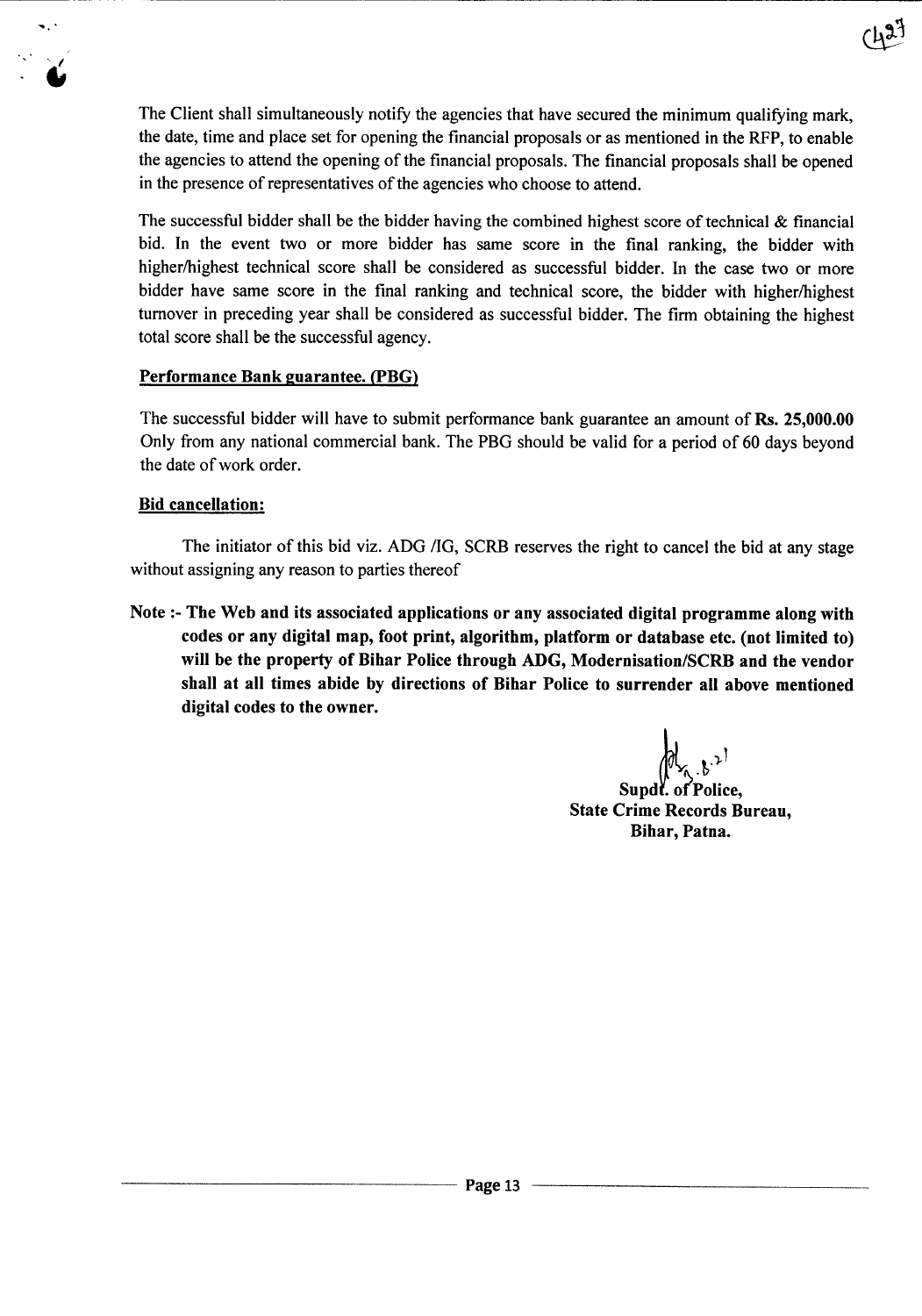The Client shall simultaneously notify the agencies that have secured the minimum qualifying mark, the date, time and place set for opening the financial proposals or as mentioned in the RFP, to enable the agencies to attend the opening of the financial proposals. The financial proposals shall be opened in the presence of representatives of the agencies who choose to attend.

The successful bidder shall be the bidder having the combined highest score of technical & financial bid. In the event two or more bidder has same score in the final ranking, the bidder with higher/highest technical score shall be considered as successful bidder. In the case two or more bidder have same score in the final ranking and technical score, the bidder with higher/highest turnover in preceding year shall be considered as successful bidder. The firm obtaining the highest total score shall be the successful agency.

**Performance Bank guarantee. (PBG)**

The successful bidder will have to submit performance bank guarantee an amount of **Rs. 25,000.00** Only from any national commercial bank. The PBG should be valid for a period of 60 days beyond the date of work order.

**Bid cancellation:**

The initiator of this bid viz. ADG /IG, SCRB reserves the right to cancel the bid at any stage without assigning any reason to parties thereof

**Note :- The Web and its associated applications or any associated digital programme along with codes or any digital map, foot print, algorithm, platform or database etc. (not limited to) will be the property of Bihar Police through ADG, Modernisation/SCRB and the vendor shall at all times abide by directions of Bihar Police to surrender all above mentioned digital codes to the owner.**

**Supdt. of Police,**
**State Crime Records Bureau,**
**Bihar, Patna.**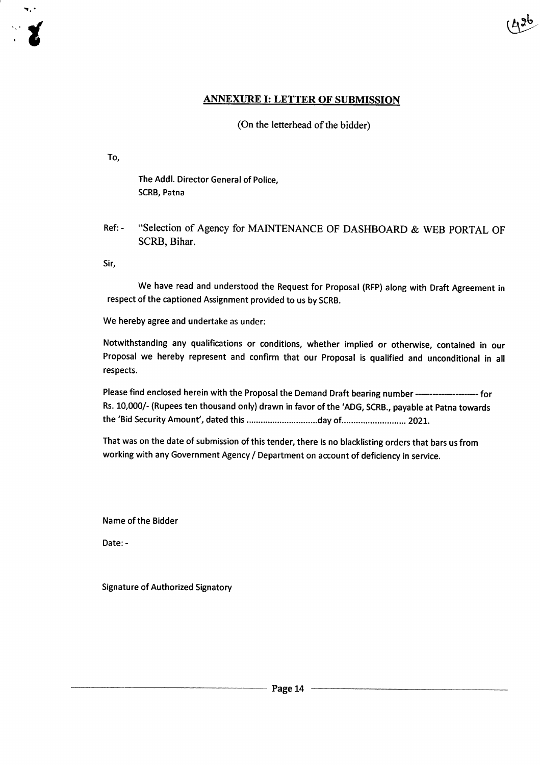## ANNEXURE I: LETTER OF SUBMISSION

(On the letterhead of the bidder)

To,

The Addl. Director General of Police,
SCRB, Patna

Ref: - "Selection of Agency for MAINTENANCE OF DASHBOARD & WEB PORTAL OF SCRB, Bihar.

Sir,

We have read and understood the Request for Proposal (RFP) along with Draft Agreement in respect of the captioned Assignment provided to us by SCRB.

We hereby agree and undertake as under:

Notwithstanding any qualifications or conditions, whether implied or otherwise, contained in our Proposal we hereby represent and confirm that our Proposal is qualified and unconditional in all respects.

Please find enclosed herein with the Proposal the Demand Draft bearing number --------------------- for Rs. 10,000/- (Rupees ten thousand only) drawn in favor of the 'ADG, SCRB., payable at Patna towards the 'Bid Security Amount', dated this ..............................day of........................... 2021.

That was on the date of submission of this tender, there is no blacklisting orders that bars us from working with any Government Agency / Department on account of deficiency in service.

Name of the Bidder

Date: -

Signature of Authorized Signatory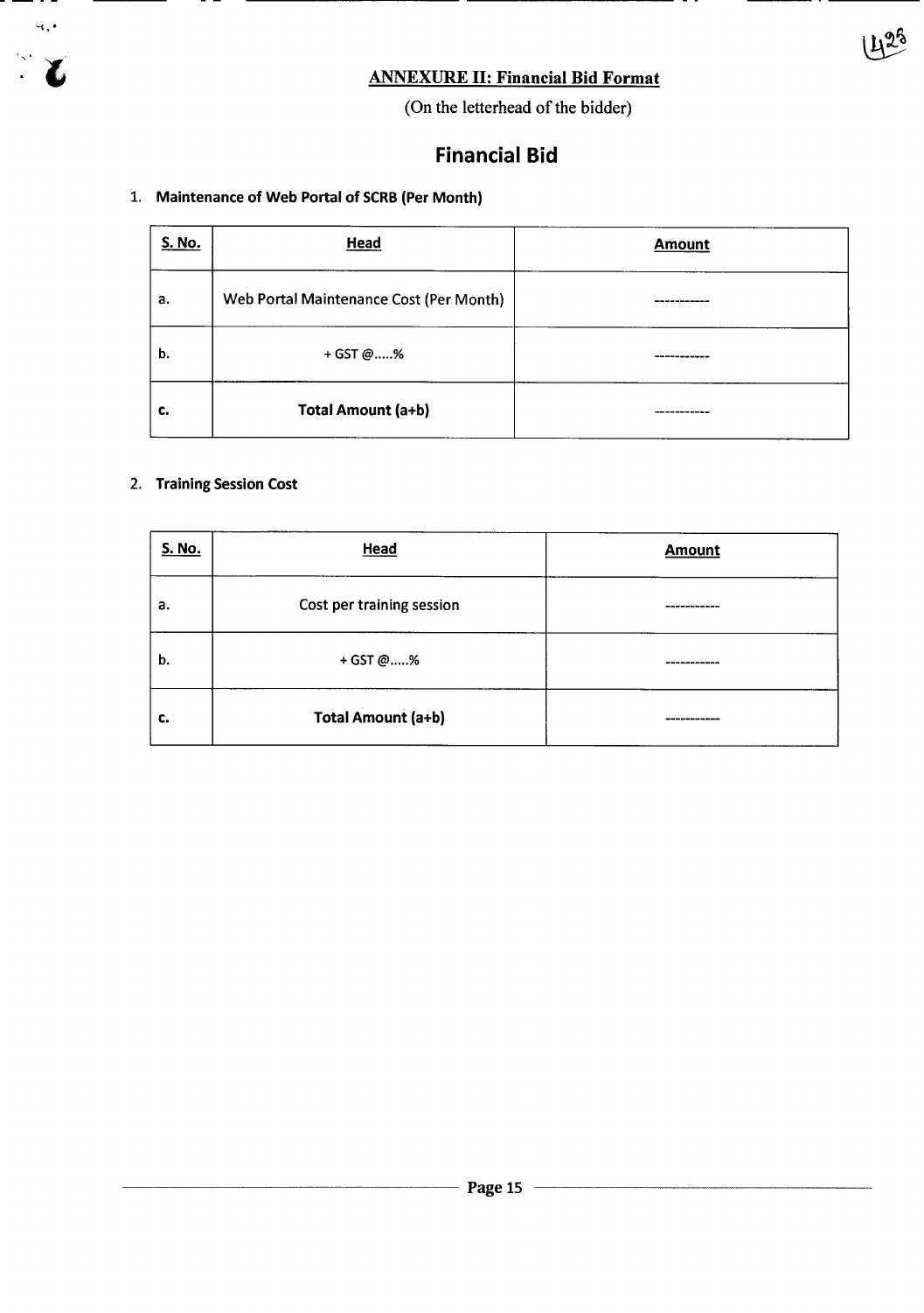## ANNEXURE II: Financial Bid Format

(On the letterhead of the bidder)

# Financial Bid

1. **Maintenance of Web Portal of SCRB (Per Month)**

| S. No. | Head | Amount |
|---|---|---|
| a. | Web Portal Maintenance Cost (Per Month) | ----------- |
| b. | + GST @.....% | ----------- |
| c. | **Total Amount (a+b)** | ----------- |

2. **Training Session Cost**

| S. No. | Head | Amount |
|---|---|---|
| a. | Cost per training session | ----------- |
| b. | + GST @.....% | ----------- |
| c. | **Total Amount (a+b)** | ----------- |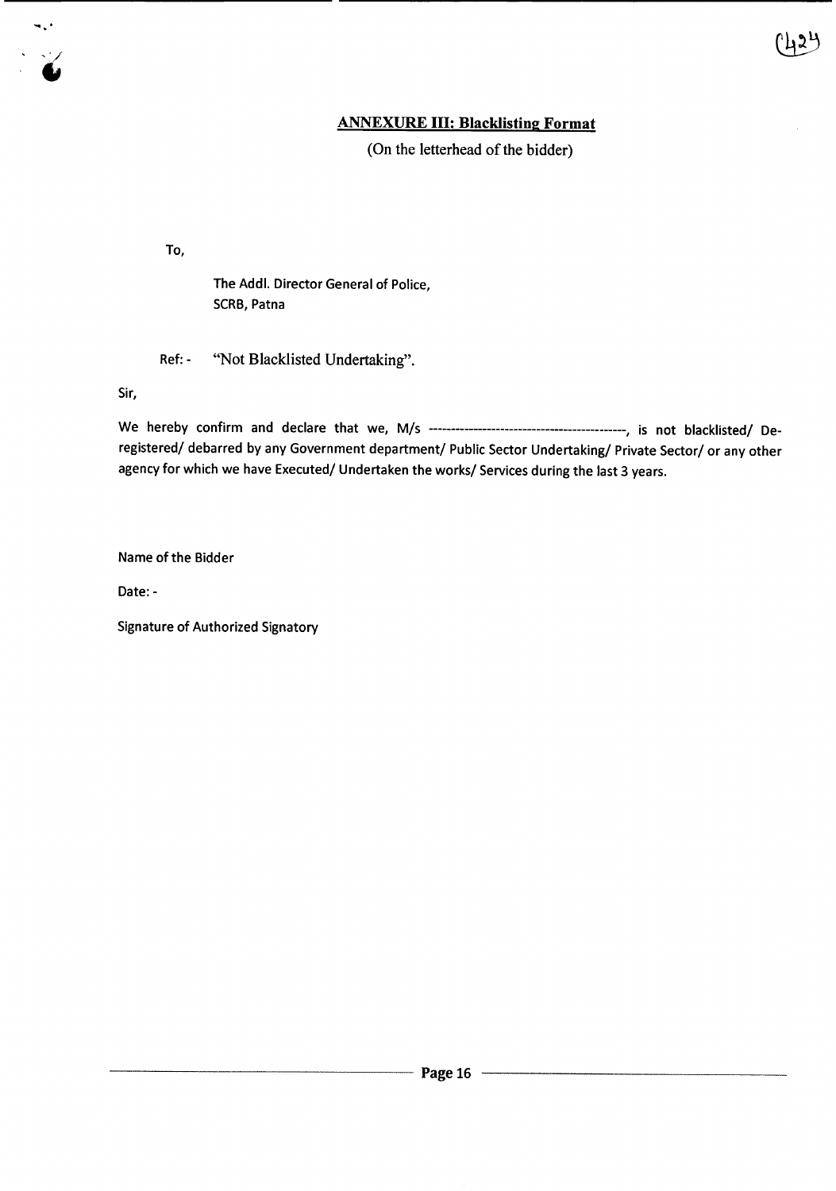## ANNEXURE III: Blacklisting Format

(On the letterhead of the bidder)

To,

The Addl. Director General of Police,
SCRB, Patna

Ref: - "Not Blacklisted Undertaking".

Sir,

We hereby confirm and declare that we, M/s -------------------------------------------, is not blacklisted/ De-registered/ debarred by any Government department/ Public Sector Undertaking/ Private Sector/ or any other agency for which we have Executed/ Undertaken the works/ Services during the last 3 years.

Name of the Bidder

Date: -

Signature of Authorized Signatory